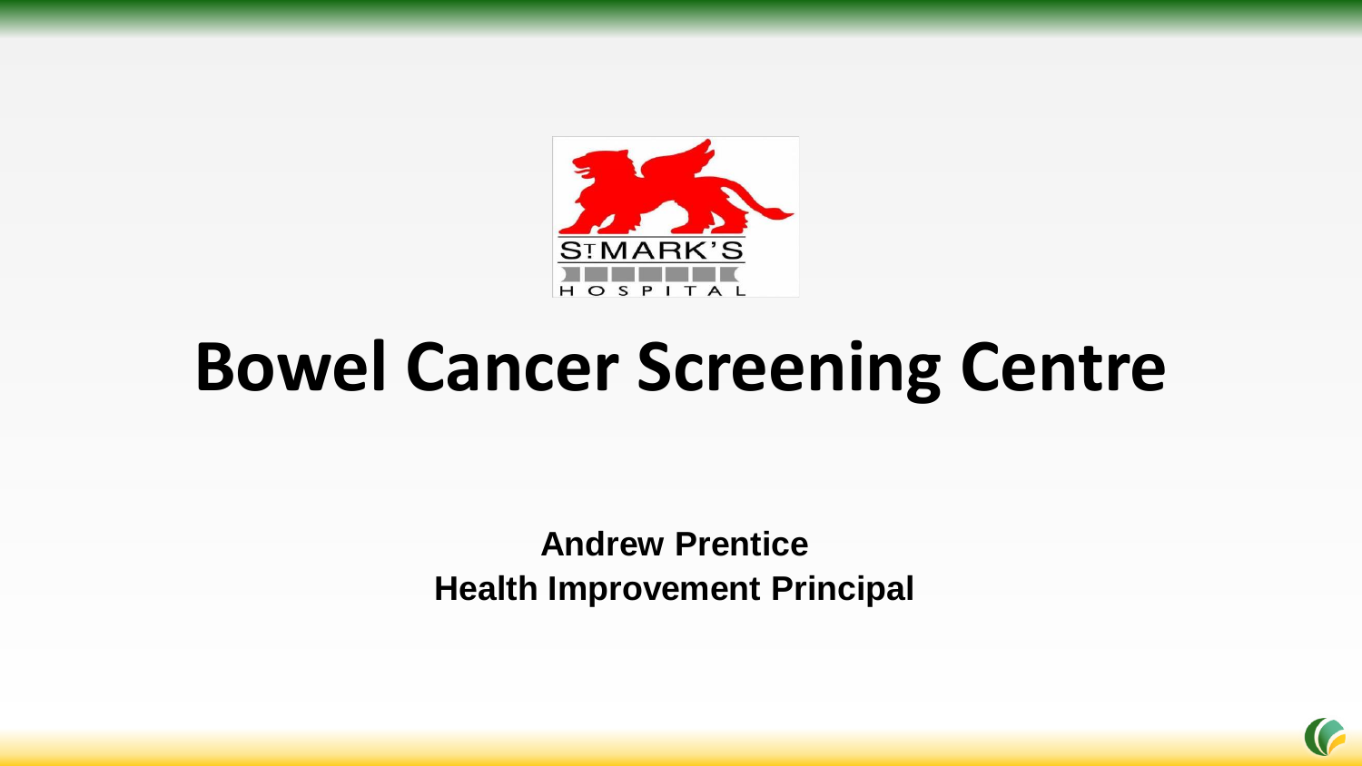# Bowel Cancer Screening Centre

**Andrew Prentice**
**Health Improvement Principal**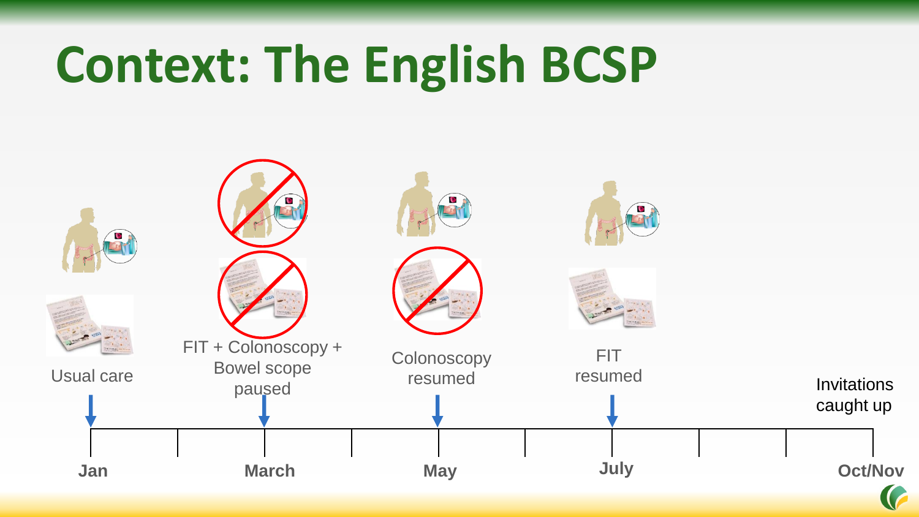# Context: The English BCSP

Usual care

FIT + Colonoscopy + Bowel scope paused

Colonoscopy resumed

FIT resumed

Invitations caught up

Jan | March | May | July | Oct/Nov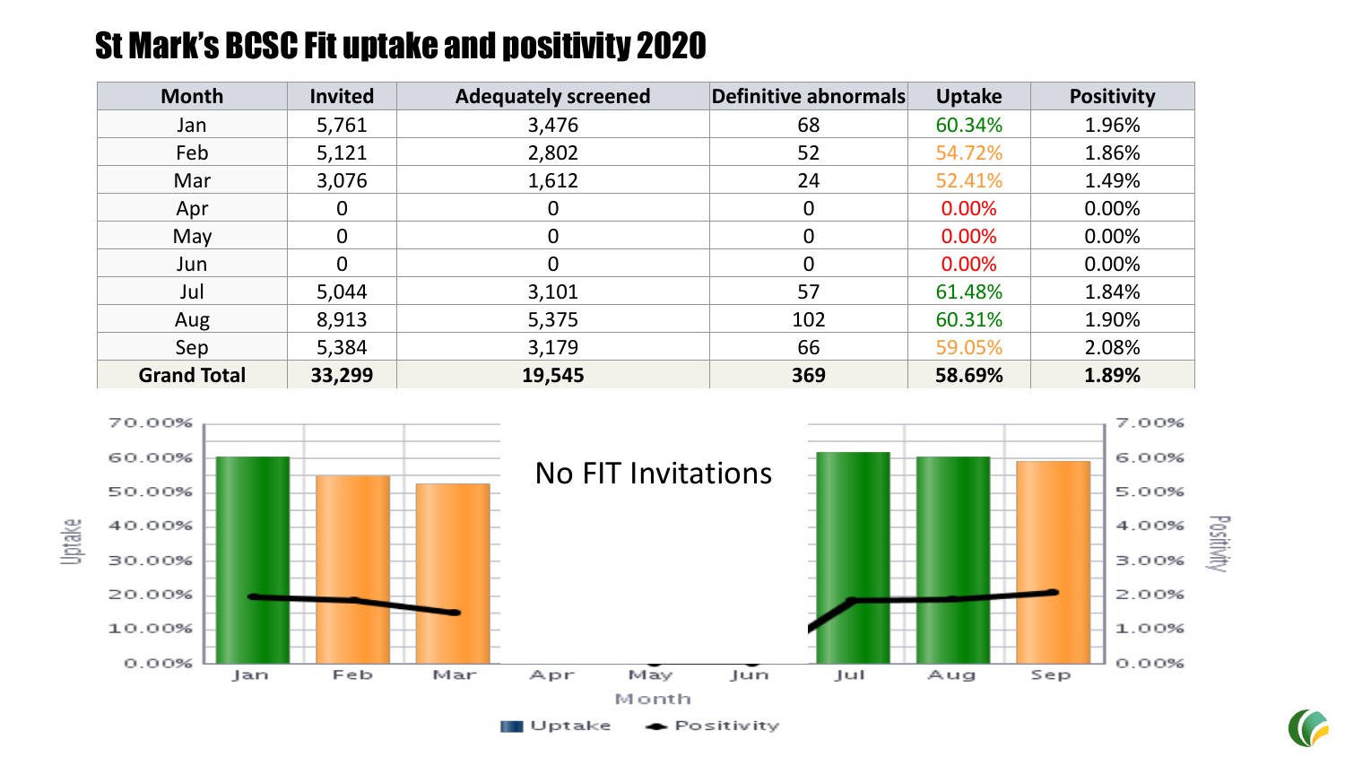# St Mark's BCSC Fit uptake and positivity 2020

| Month | Invited | Adequately screened | Definitive abnormals | Uptake | Positivity |
|---|---|---|---|---|---|
| Jan | 5,761 | 3,476 | 68 | 60.34% | 1.96% |
| Feb | 5,121 | 2,802 | 52 | 54.72% | 1.86% |
| Mar | 3,076 | 1,612 | 24 | 52.41% | 1.49% |
| Apr | 0 | 0 | 0 | 0.00% | 0.00% |
| May | 0 | 0 | 0 | 0.00% | 0.00% |
| Jun | 0 | 0 | 0 | 0.00% | 0.00% |
| Jul | 5,044 | 3,101 | 57 | 61.48% | 1.84% |
| Aug | 8,913 | 5,375 | 102 | 60.31% | 1.90% |
| Sep | 5,384 | 3,179 | 66 | 59.05% | 2.08% |
| **Grand Total** | **33,299** | **19,545** | **369** | **58.69%** | **1.89%** |

No FIT Invitations

Uptake / Positivity by Month (Jan–Sep)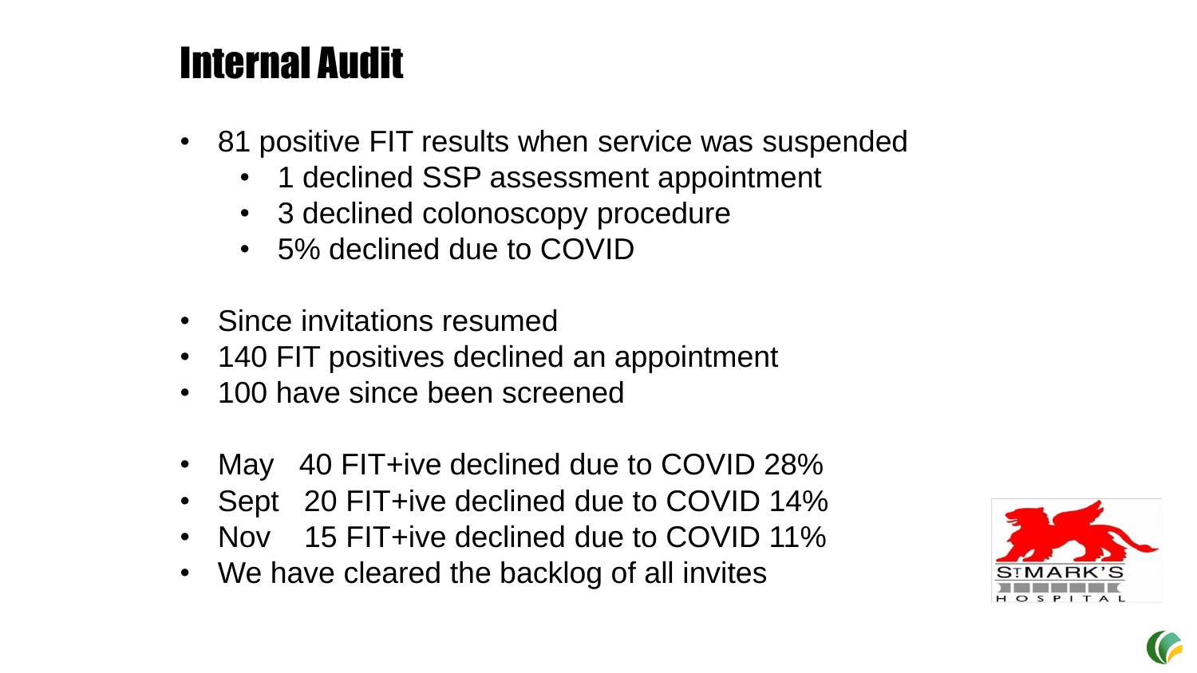# Internal Audit

- 81 positive FIT results when service was suspended
  - 1 declined SSP assessment appointment
  - 3 declined colonoscopy procedure
  - 5% declined due to COVID

- Since invitations resumed
- 140 FIT positives declined an appointment
- 100 have since been screened

- May 40 FIT+ive declined due to COVID 28%
- Sept 20 FIT+ive declined due to COVID 14%
- Nov 15 FIT+ive declined due to COVID 11%
- We have cleared the backlog of all invites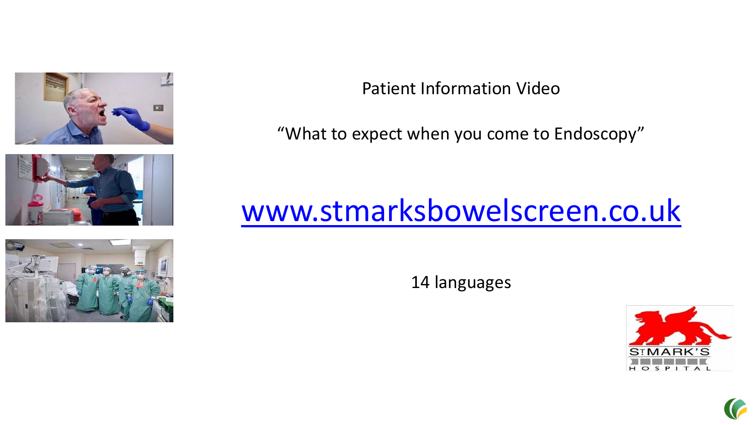Patient Information Video

“What to expect when you come to Endoscopy”

[www.stmarksbowelscreen.co.uk](http://www.stmarksbowelscreen.co.uk)

14 languages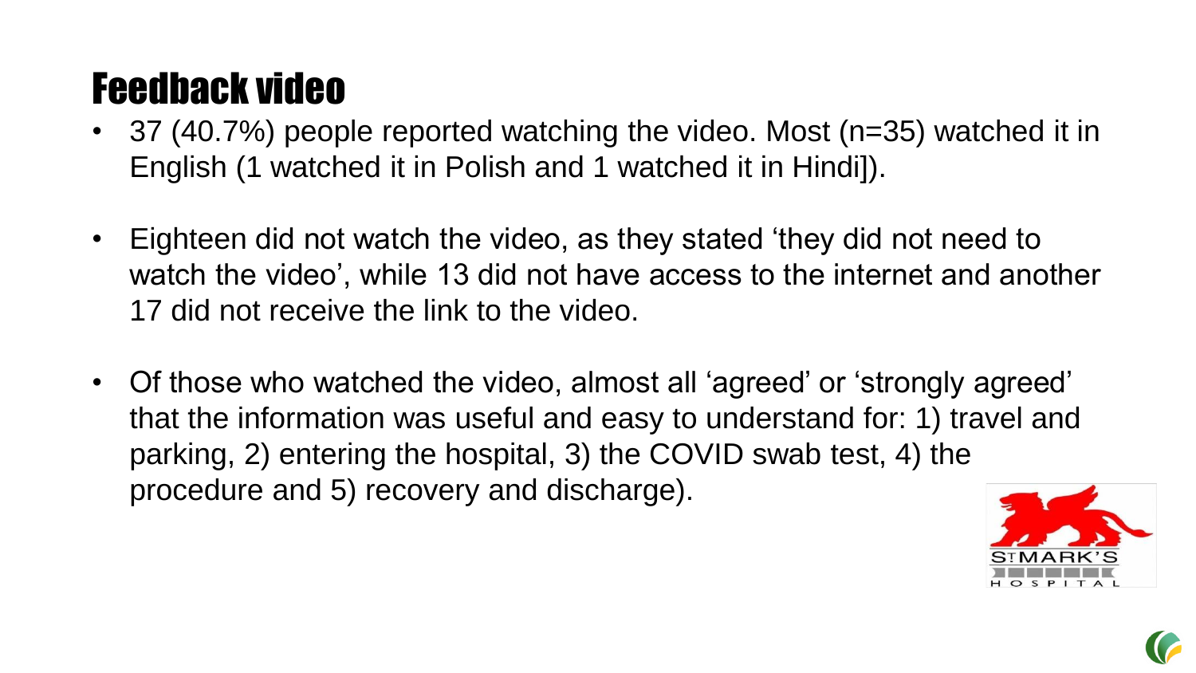# Feedback video

- 37 (40.7%) people reported watching the video. Most (n=35) watched it in English (1 watched it in Polish and 1 watched it in Hindi]).

- Eighteen did not watch the video, as they stated 'they did not need to watch the video', while 13 did not have access to the internet and another 17 did not receive the link to the video.

- Of those who watched the video, almost all 'agreed' or 'strongly agreed' that the information was useful and easy to understand for: 1) travel and parking, 2) entering the hospital, 3) the COVID swab test, 4) the procedure and 5) recovery and discharge).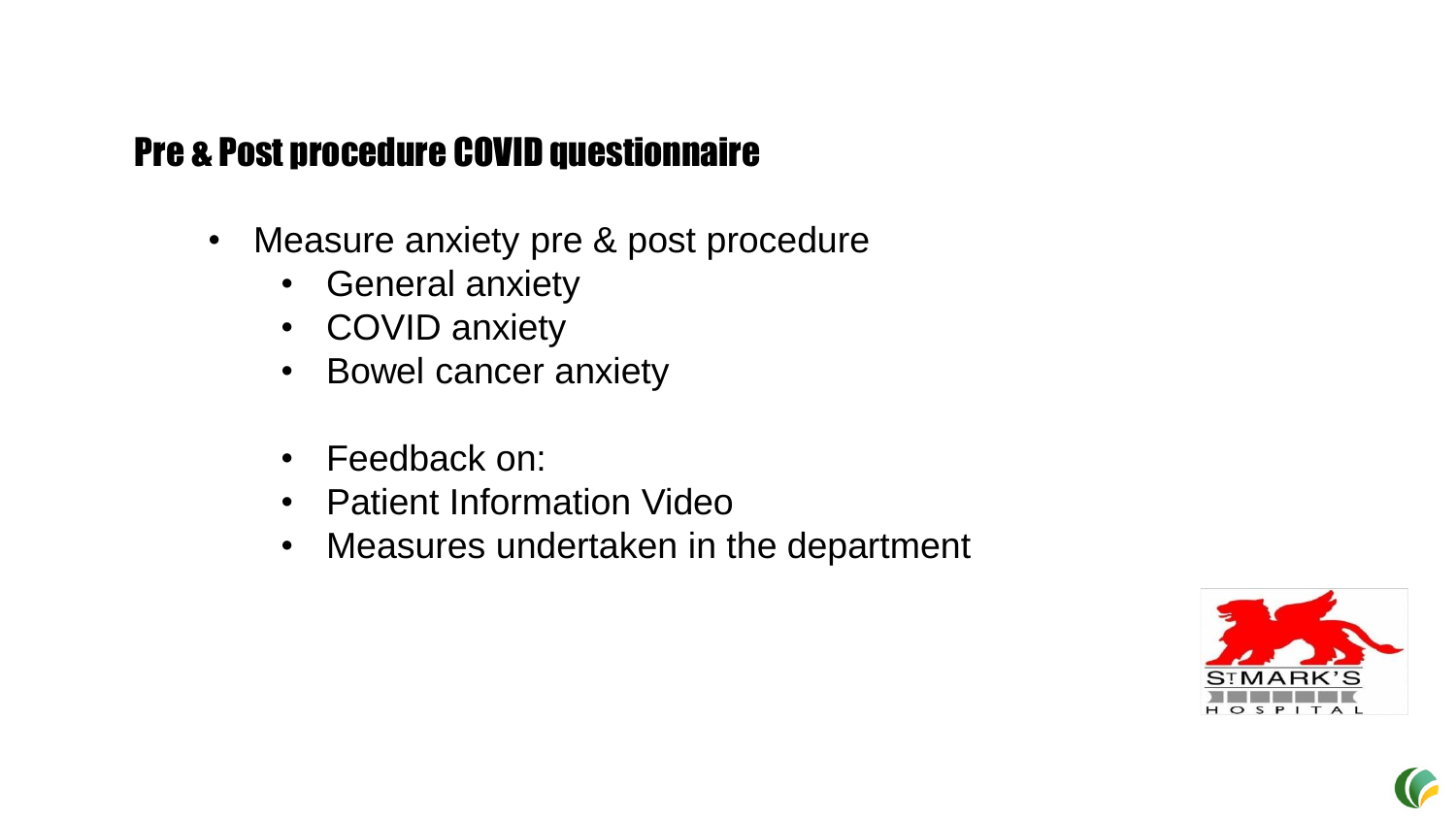## Pre & Post procedure COVID questionnaire

- Measure anxiety pre & post procedure
    - General anxiety
    - COVID anxiety
    - Bowel cancer anxiety

    - Feedback on:
    - Patient Information Video
    - Measures undertaken in the department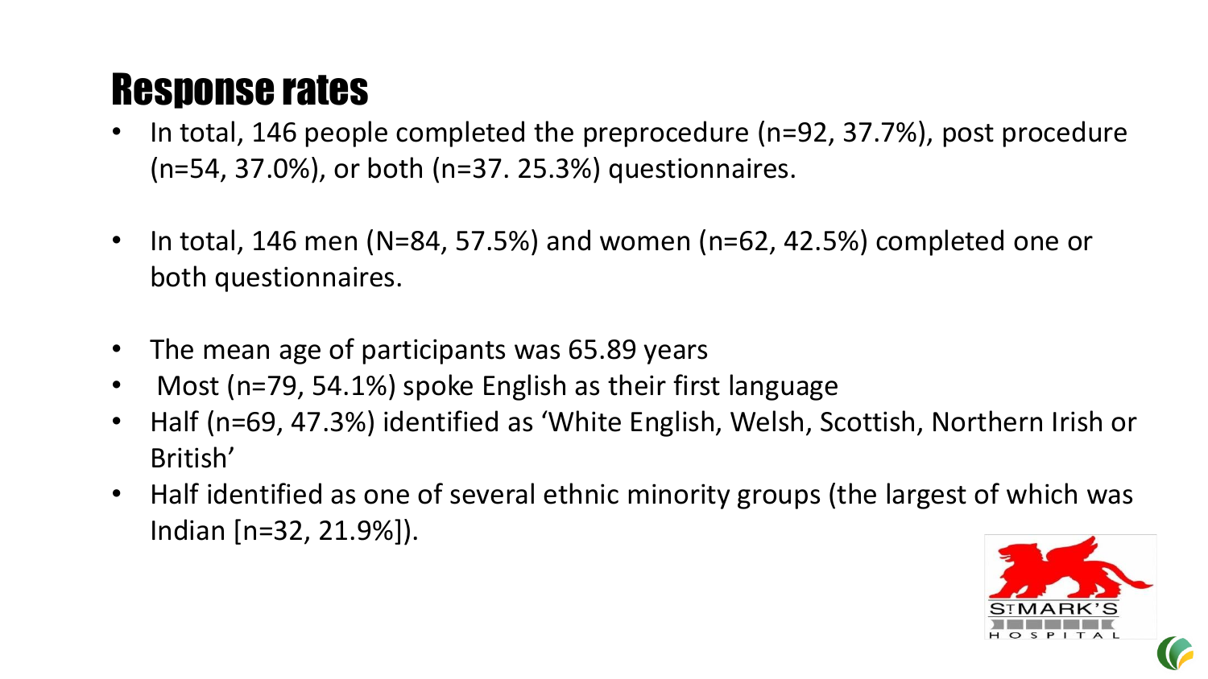# Response rates

- In total, 146 people completed the preprocedure (n=92, 37.7%), post procedure (n=54, 37.0%), or both (n=37. 25.3%) questionnaires.

- In total, 146 men (N=84, 57.5%) and women (n=62, 42.5%) completed one or both questionnaires.

- The mean age of participants was 65.89 years
- Most (n=79, 54.1%) spoke English as their first language
- Half (n=69, 47.3%) identified as 'White English, Welsh, Scottish, Northern Irish or British'
- Half identified as one of several ethnic minority groups (the largest of which was Indian [n=32, 21.9%]).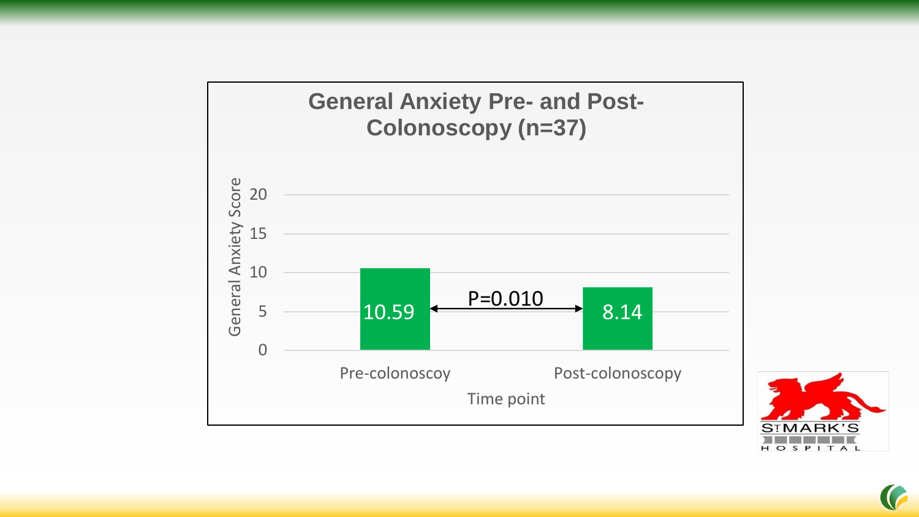## General Anxiety Pre- and Post-Colonoscopy (n=37)

| Time point | General Anxiety Score |
| --- | --- |
| Pre-colonoscoy | 10.59 |
| Post-colonoscopy | 8.14 |

P=0.010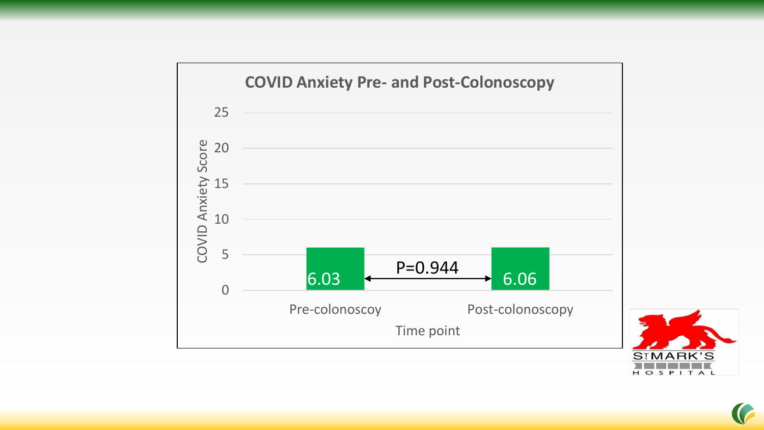**COVID Anxiety Pre- and Post-Colonoscopy**

| Time point | COVID Anxiety Score |
| --- | --- |
| Pre-colonoscoy | 6.03 |
| Post-colonoscopy | 6.06 |

P=0.944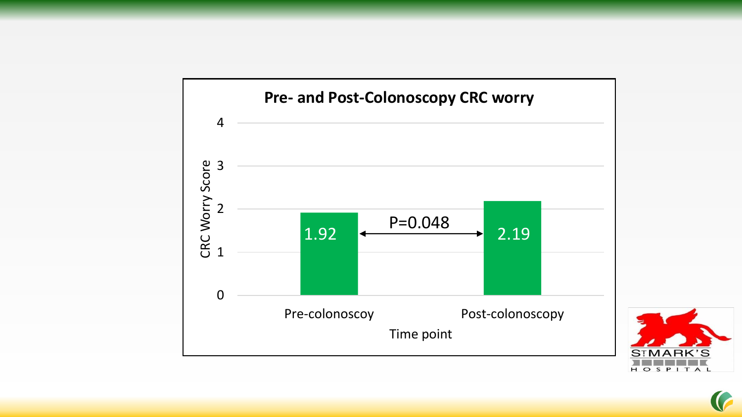## Pre- and Post-Colonoscopy CRC worry

| Time point | CRC Worry Score |
| --- | --- |
| Pre-colonoscoy | 1.92 |
| Post-colonoscopy | 2.19 |

P=0.048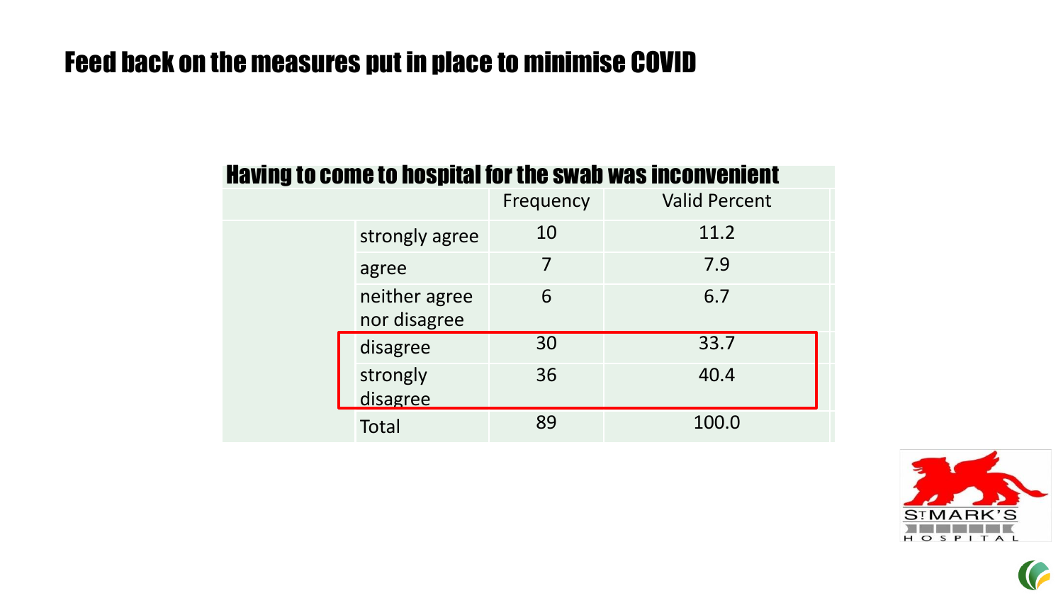# Feed back on the measures put in place to minimise COVID

**Having to come to hospital for the swab was inconvenient**

| | | Frequency | Valid Percent |
|---|---|---|---|
| | strongly agree | 10 | 11.2 |
| | agree | 7 | 7.9 |
| | neither agree nor disagree | 6 | 6.7 |
| | disagree | 30 | 33.7 |
| | strongly disagree | 36 | 40.4 |
| | Total | 89 | 100.0 |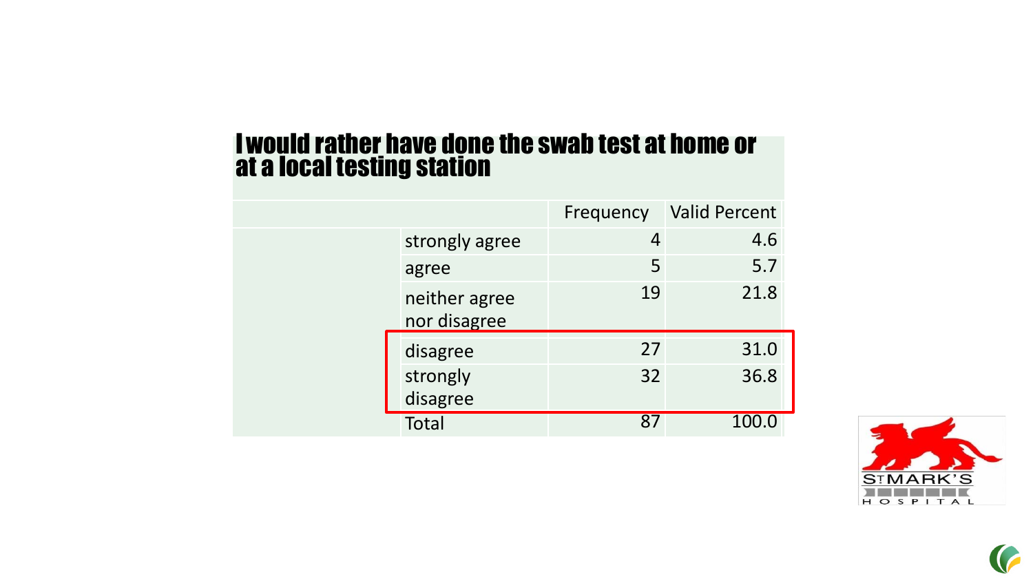## I would rather have done the swab test at home or at a local testing station

| | Frequency | Valid Percent |
|---|---|---|
| strongly agree | 4 | 4.6 |
| agree | 5 | 5.7 |
| neither agree nor disagree | 19 | 21.8 |
| disagree | 27 | 31.0 |
| strongly disagree | 32 | 36.8 |
| Total | 87 | 100.0 |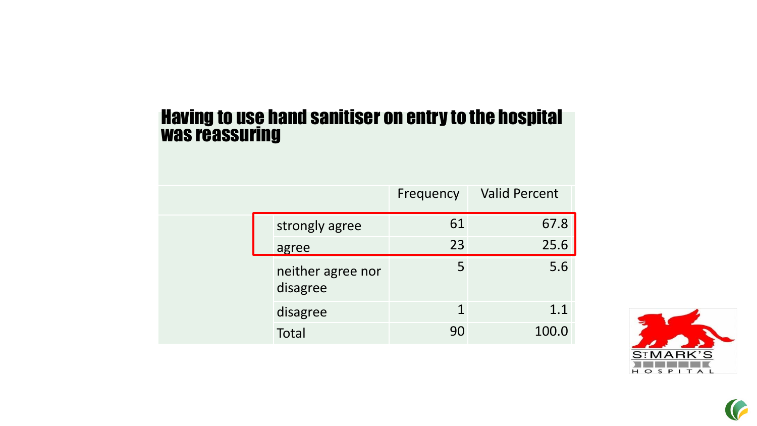## Having to use hand sanitiser on entry to the hospital was reassuring

| | Frequency | Valid Percent |
|---|---|---|
| strongly agree | 61 | 67.8 |
| agree | 23 | 25.6 |
| neither agree nor disagree | 5 | 5.6 |
| disagree | 1 | 1.1 |
| Total | 90 | 100.0 |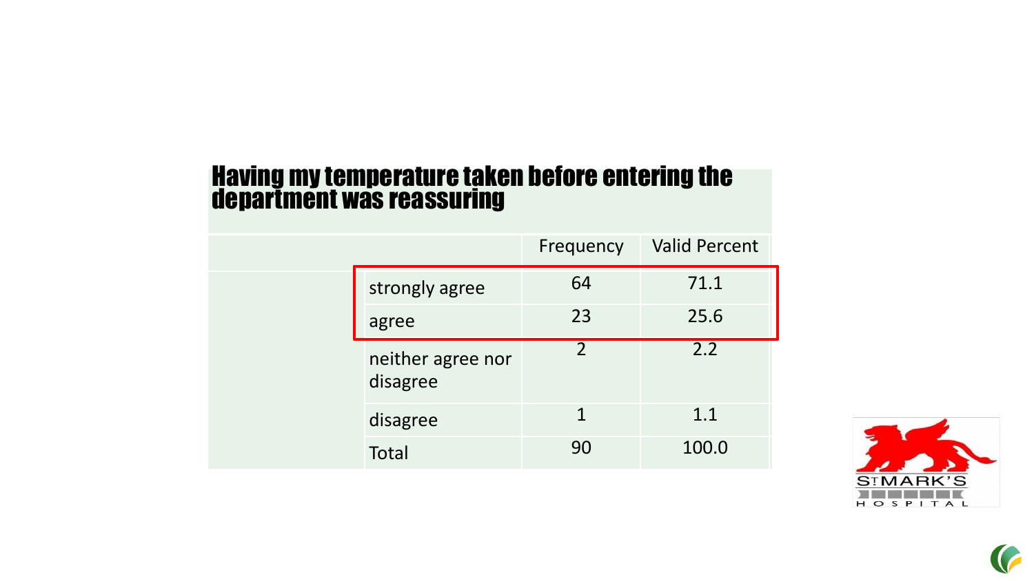## Having my temperature taken before entering the department was reassuring

| | Frequency | Valid Percent |
|---|---|---|
| strongly agree | 64 | 71.1 |
| agree | 23 | 25.6 |
| neither agree nor disagree | 2 | 2.2 |
| disagree | 1 | 1.1 |
| Total | 90 | 100.0 |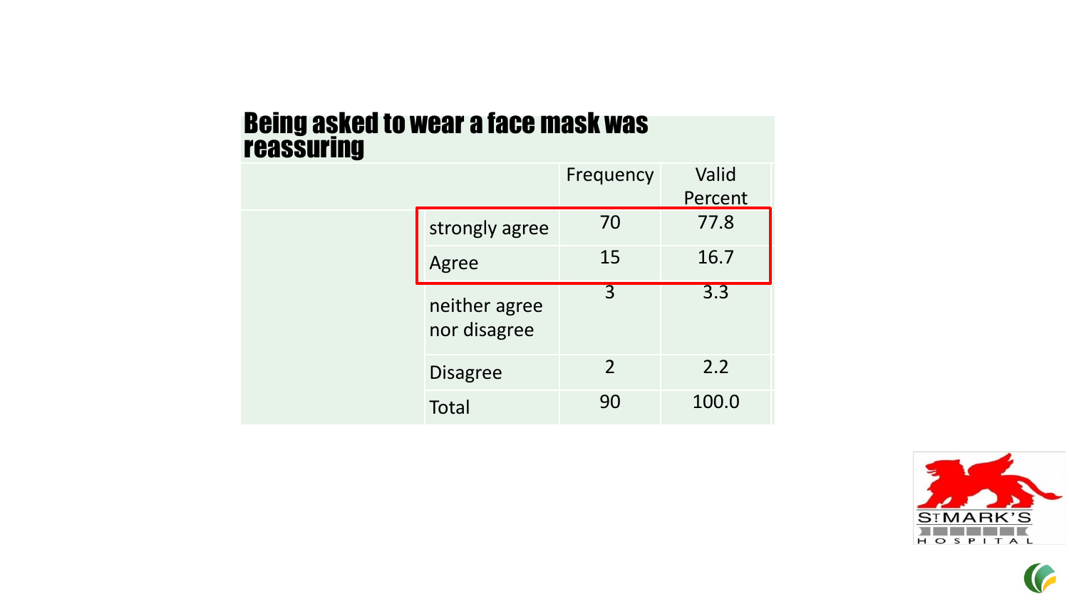## Being asked to wear a face mask was reassuring

| | Frequency | Valid Percent |
|---|---|---|
| strongly agree | 70 | 77.8 |
| Agree | 15 | 16.7 |
| neither agree nor disagree | 3 | 3.3 |
| Disagree | 2 | 2.2 |
| Total | 90 | 100.0 |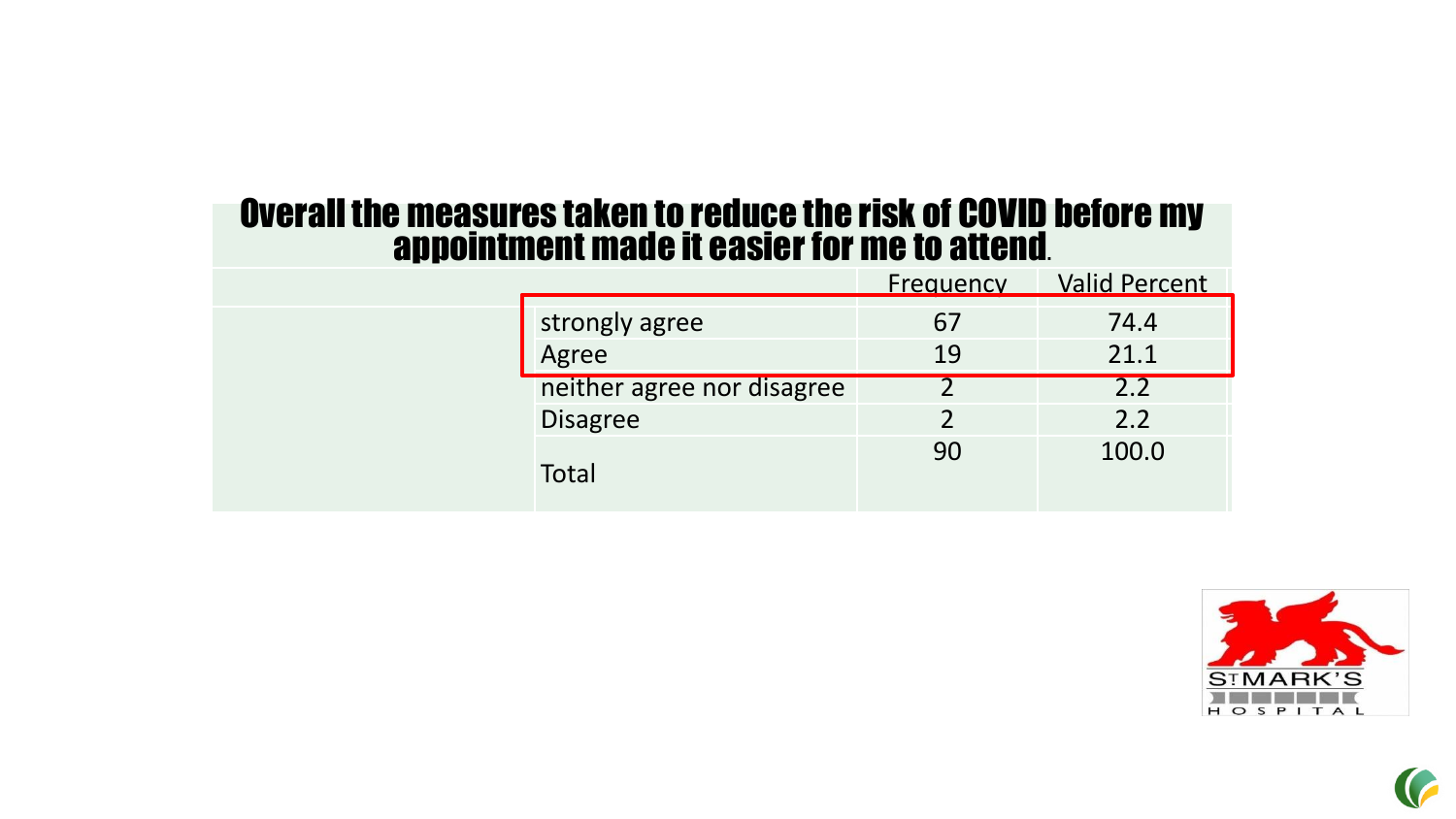# Overall the measures taken to reduce the risk of COVID before my appointment made it easier for me to attend.

| | Frequency | Valid Percent |
|---|---|---|
| strongly agree | 67 | 74.4 |
| Agree | 19 | 21.1 |
| neither agree nor disagree | 2 | 2.2 |
| Disagree | 2 | 2.2 |
| Total | 90 | 100.0 |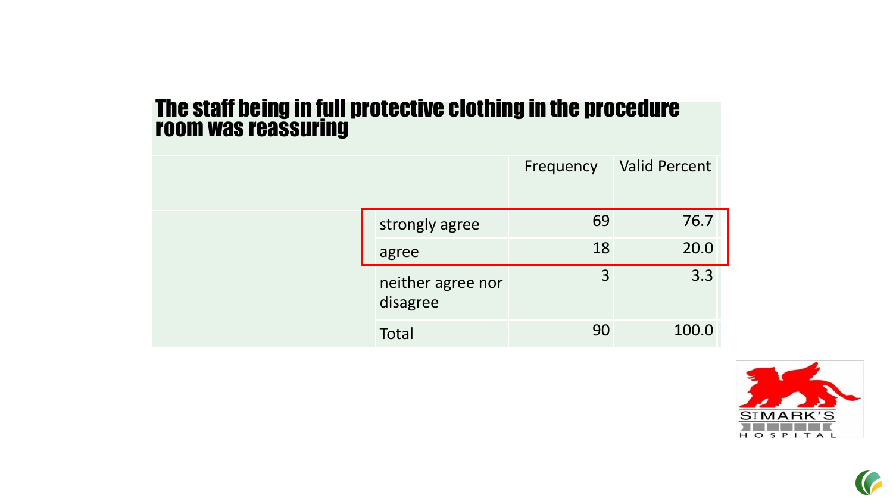## The staff being in full protective clothing in the procedure room was reassuring

| | | Frequency | Valid Percent |
|---|---|---|---|
| | strongly agree | 69 | 76.7 |
| | agree | 18 | 20.0 |
| | neither agree nor disagree | 3 | 3.3 |
| | Total | 90 | 100.0 |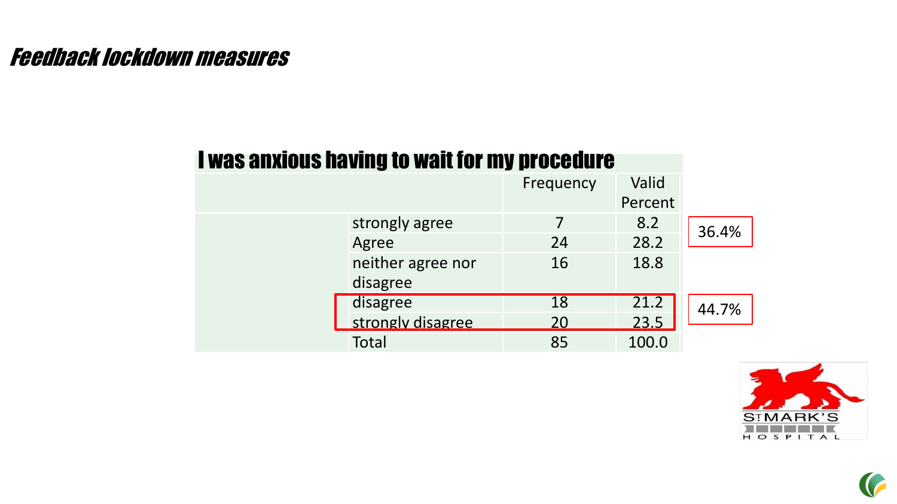# Feedback lockdown measures

## I was anxious having to wait for my procedure

| | Frequency | Valid Percent | |
|---|---|---|---|
| strongly agree | 7 | 8.2 | 36.4% |
| Agree | 24 | 28.2 | |
| neither agree nor disagree | 16 | 18.8 | |
| disagree | 18 | 21.2 | 44.7% |
| strongly disagree | 20 | 23.5 | |
| Total | 85 | 100.0 | |

ST MARK'S HOSPITAL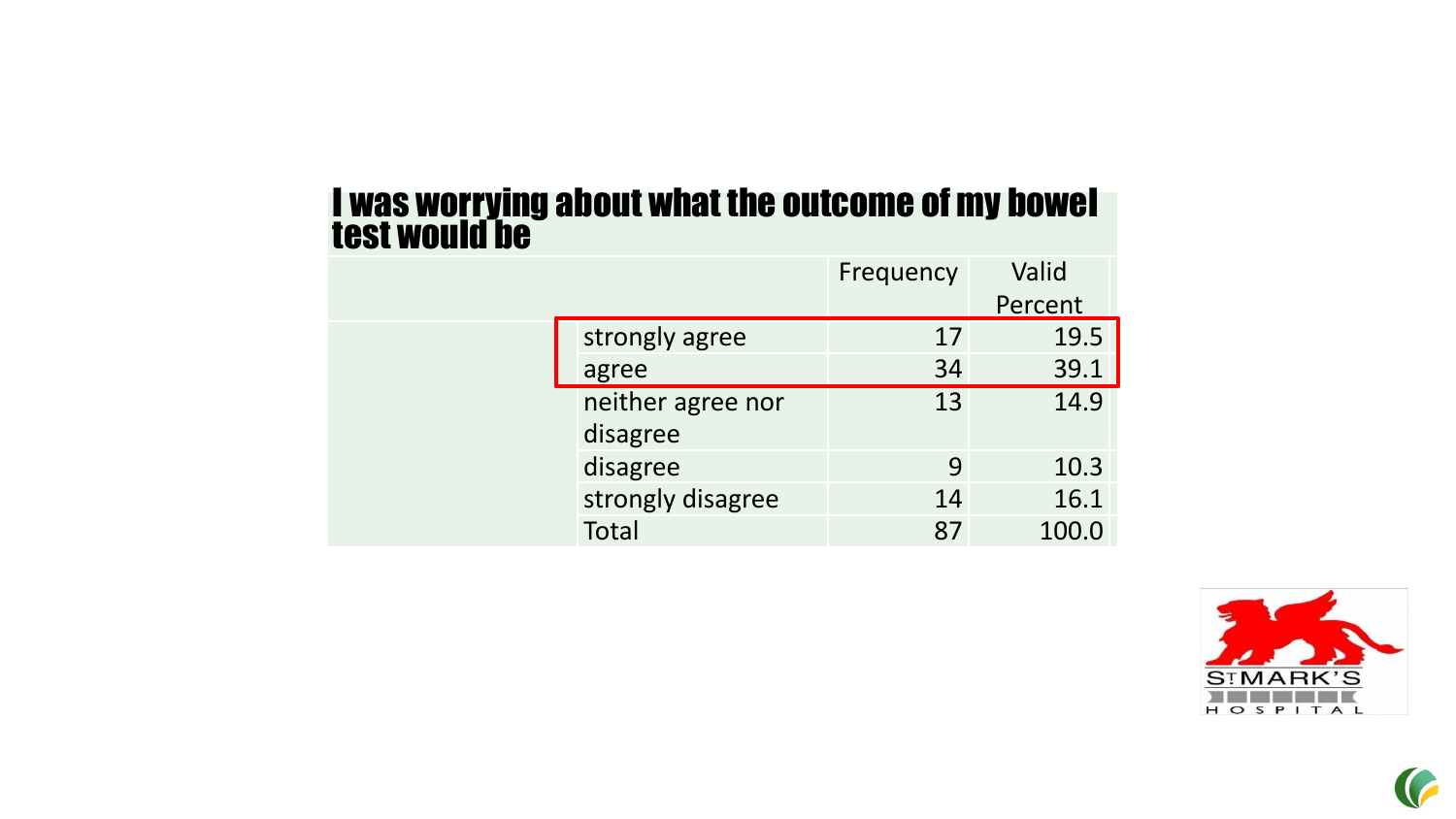## I was worrying about what the outcome of my bowel test would be

| | Frequency | Valid Percent |
|---|---|---|
| strongly agree | 17 | 19.5 |
| agree | 34 | 39.1 |
| neither agree nor disagree | 13 | 14.9 |
| disagree | 9 | 10.3 |
| strongly disagree | 14 | 16.1 |
| Total | 87 | 100.0 |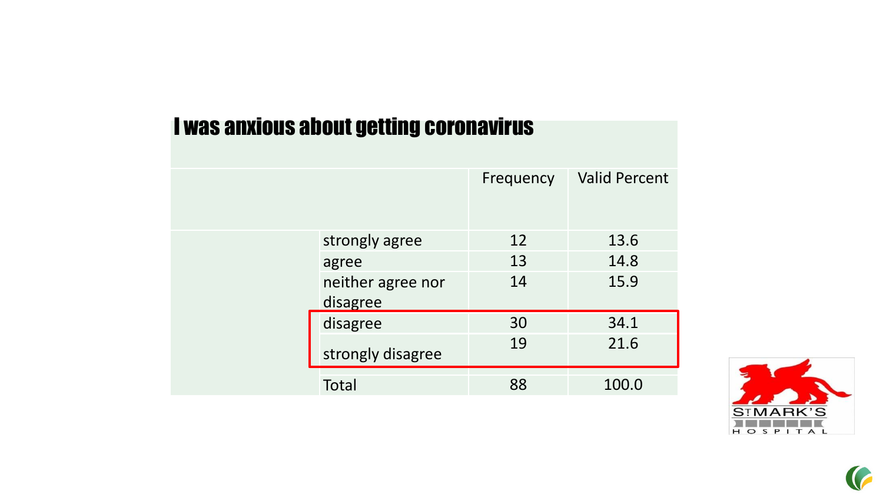## I was anxious about getting coronavirus

| | Frequency | Valid Percent |
|---|---|---|
| strongly agree | 12 | 13.6 |
| agree | 13 | 14.8 |
| neither agree nor disagree | 14 | 15.9 |
| disagree | 30 | 34.1 |
| strongly disagree | 19 | 21.6 |
| Total | 88 | 100.0 |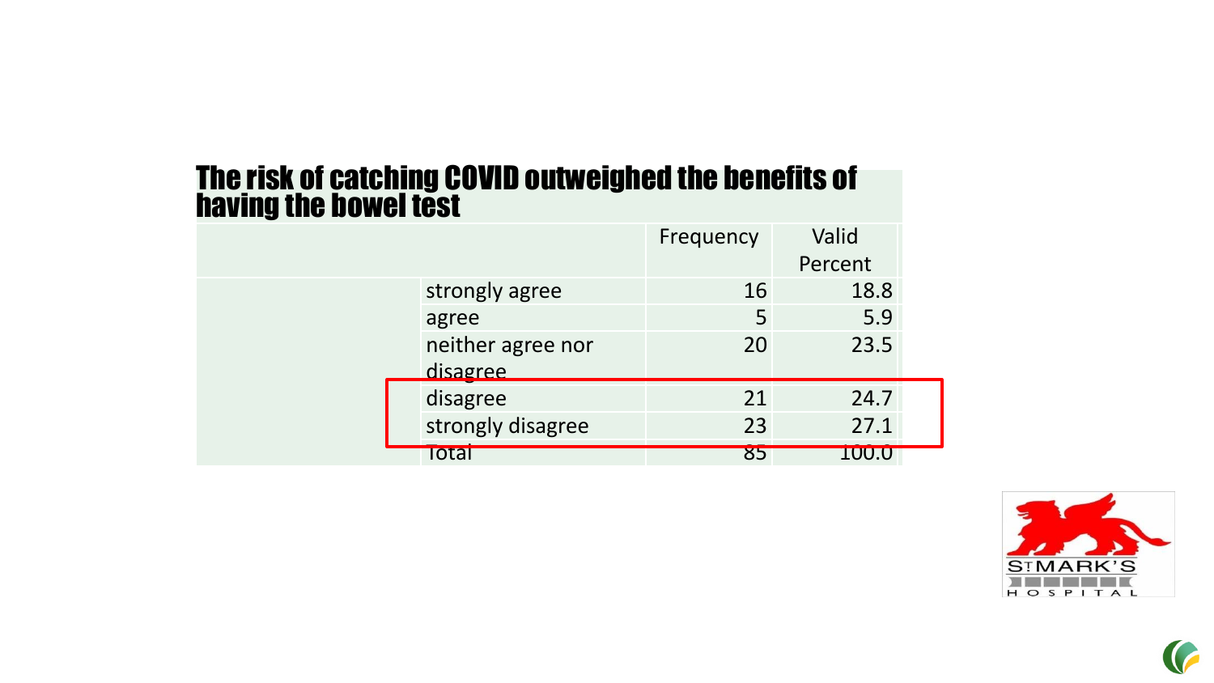## The risk of catching COVID outweighed the benefits of having the bowel test

| | | Frequency | Valid Percent |
|---|---|---|---|
| | strongly agree | 16 | 18.8 |
| | agree | 5 | 5.9 |
| | neither agree nor disagree | 20 | 23.5 |
| | disagree | 21 | 24.7 |
| | strongly disagree | 23 | 27.1 |
| | Total | 85 | 100.0 |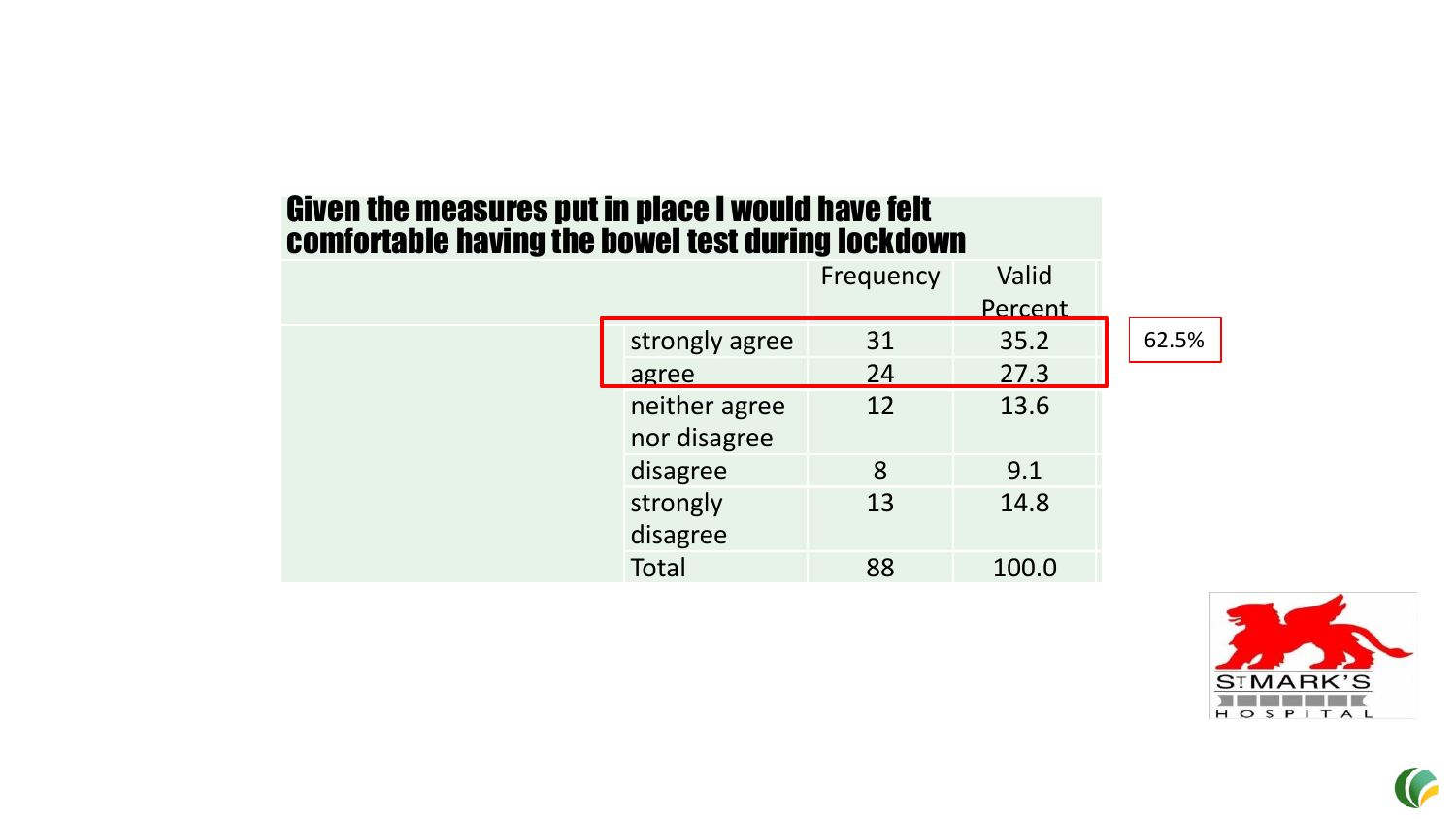## Given the measures put in place I would have felt comfortable having the bowel test during lockdown

| | Frequency | Valid Percent |
|---|---|---|
| strongly agree | 31 | 35.2 |
| agree | 24 | 27.3 |
| neither agree nor disagree | 12 | 13.6 |
| disagree | 8 | 9.1 |
| strongly disagree | 13 | 14.8 |
| Total | 88 | 100.0 |

62.5%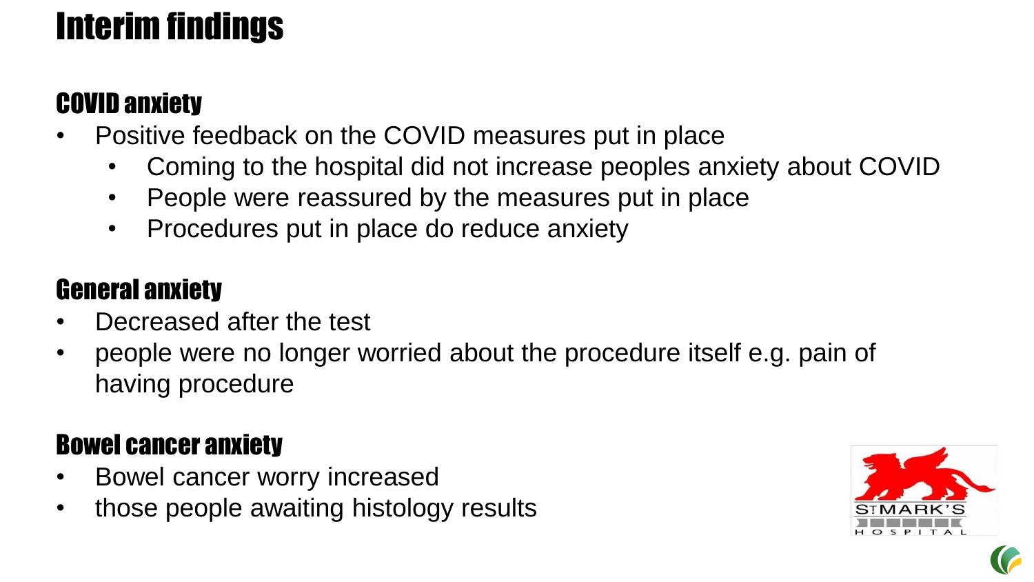# Interim findings

## COVID anxiety

- Positive feedback on the COVID measures put in place
  - Coming to the hospital did not increase peoples anxiety about COVID
  - People were reassured by the measures put in place
  - Procedures put in place do reduce anxiety

## General anxiety

- Decreased after the test
- people were no longer worried about the procedure itself e.g. pain of having procedure

## Bowel cancer anxiety

- Bowel cancer worry increased
- those people awaiting histology results